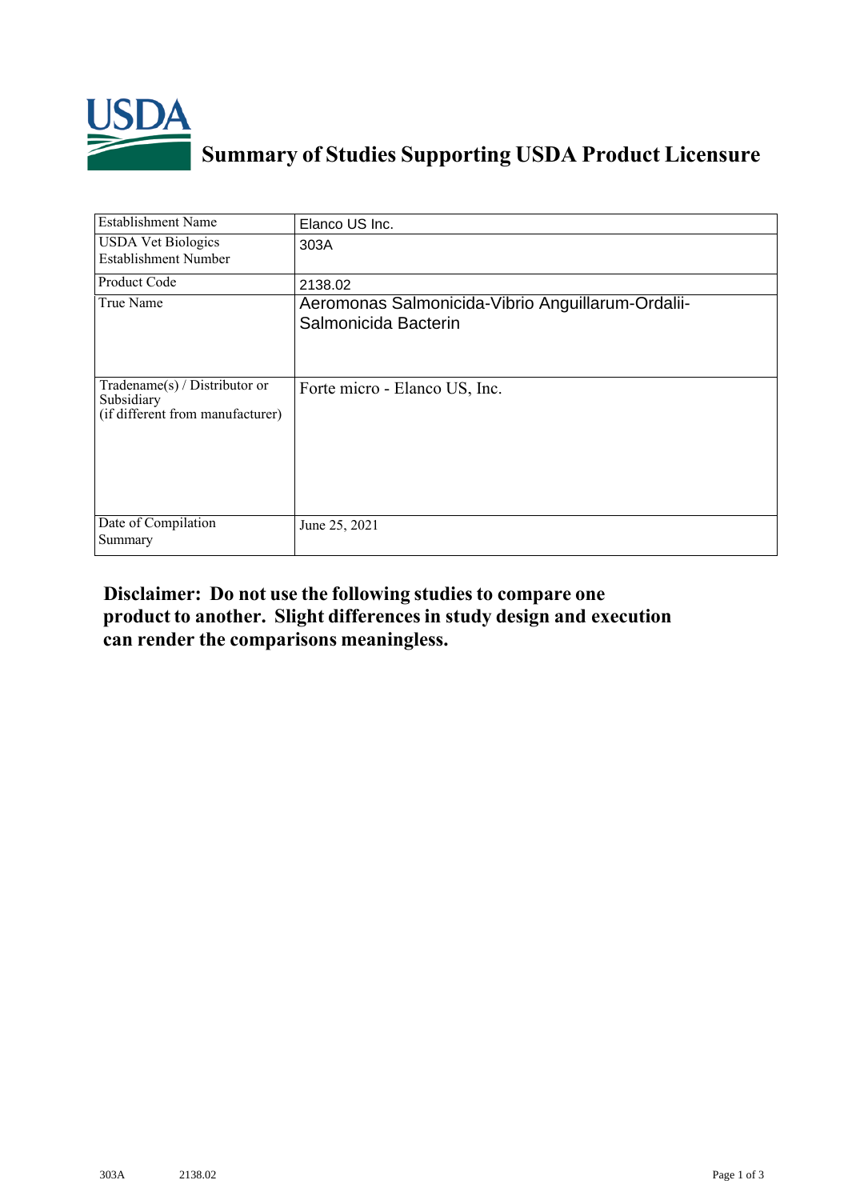# Summary of Studies Supporting USDA Product Licensure

| Establishment Name | Elanco US Inc. |
|---|---|
| USDA Vet Biologics Establishment Number | 303A |
| Product Code | 2138.02 |
| True Name | Aeromonas Salmonicida-Vibrio Anguillarum-Ordalii-Salmonicida Bacterin |
| Tradename(s) / Distributor or Subsidiary (if different from manufacturer) | Forte micro - Elanco US, Inc. |
| Date of Compilation Summary | June 25, 2021 |

**Disclaimer: Do not use the following studies to compare one product to another. Slight differences in study design and execution can render the comparisons meaningless.**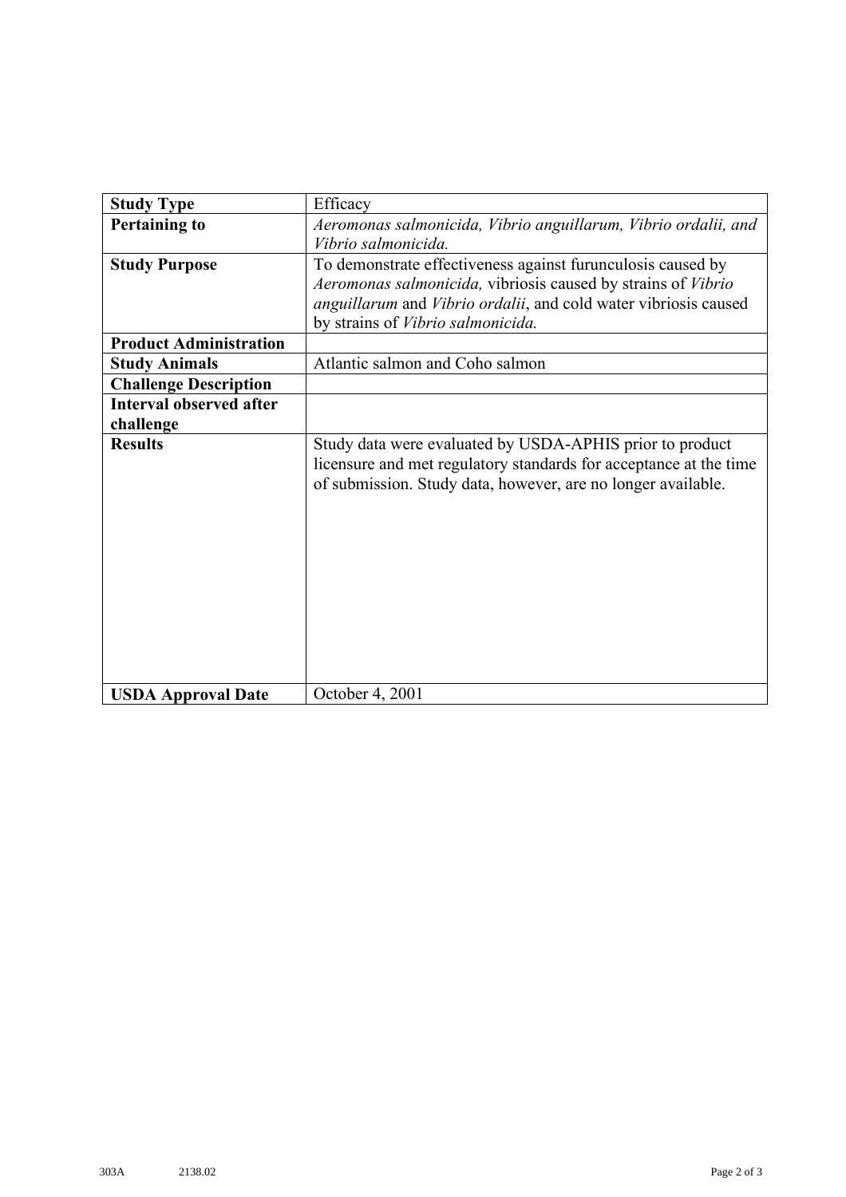| **Study Type** | Efficacy |
|---|---|
| **Pertaining to** | *Aeromonas salmonicida, Vibrio anguillarum, Vibrio ordalii, and Vibrio salmonicida.* |
| **Study Purpose** | To demonstrate effectiveness against furunculosis caused by *Aeromonas salmonicida,* vibriosis caused by strains of *Vibrio anguillarum* and *Vibrio ordalii*, and cold water vibriosis caused by strains of *Vibrio salmonicida.* |
| **Product Administration** | |
| **Study Animals** | Atlantic salmon and Coho salmon |
| **Challenge Description** | |
| **Interval observed after challenge** | |
| **Results** | Study data were evaluated by USDA-APHIS prior to product licensure and met regulatory standards for acceptance at the time of submission. Study data, however, are no longer available. |
| **USDA Approval Date** | October 4, 2001 |

303A 2138.02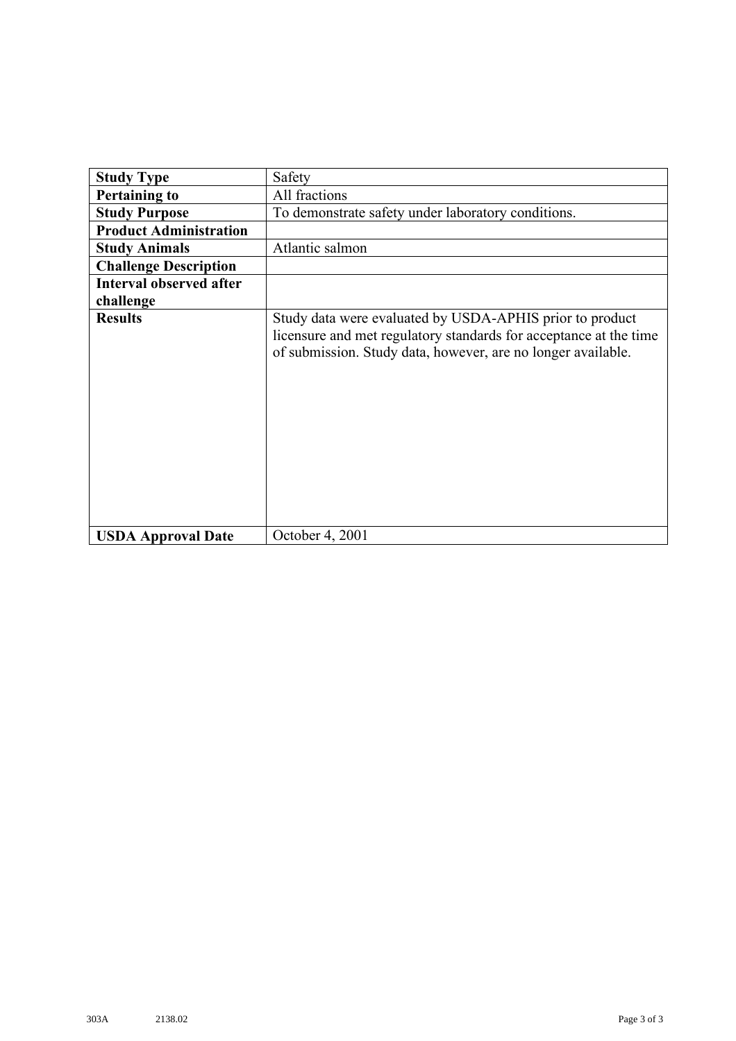| | |
|---|---|
| **Study Type** | Safety |
| **Pertaining to** | All fractions |
| **Study Purpose** | To demonstrate safety under laboratory conditions. |
| **Product Administration** | |
| **Study Animals** | Atlantic salmon |
| **Challenge Description** | |
| **Interval observed after challenge** | |
| **Results** | Study data were evaluated by USDA-APHIS prior to product licensure and met regulatory standards for acceptance at the time of submission. Study data, however, are no longer available. |
| **USDA Approval Date** | October 4, 2001 |

303A 2138.02